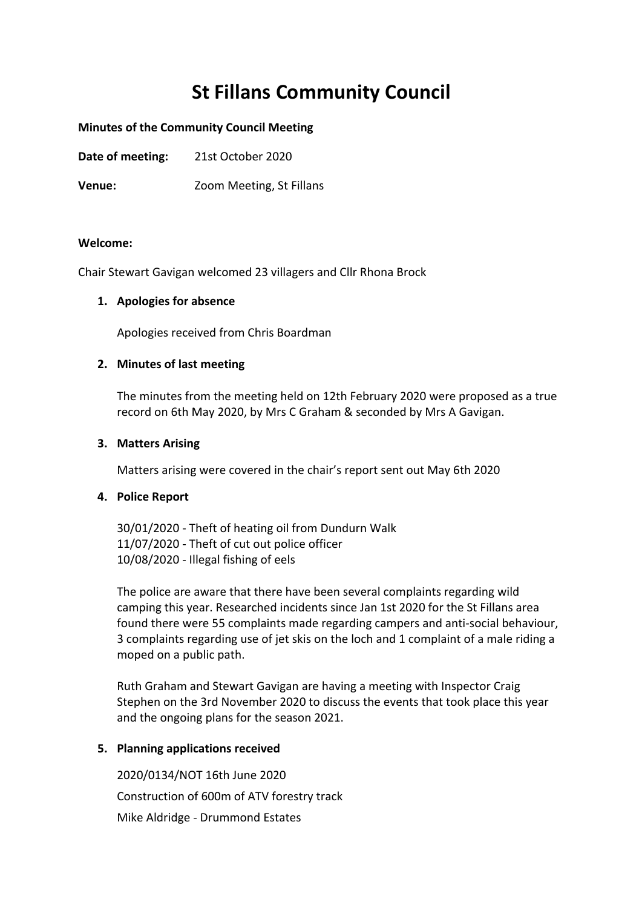# St Fillans Community Council

**Minutes of the Community Council Meeting**

**Date of meeting:** 21st October 2020

**Venue:** Zoom Meeting, St Fillans

**Welcome:**

Chair Stewart Gavigan welcomed 23 villagers and Cllr Rhona Brock

1. **Apologies for absence**

   Apologies received from Chris Boardman

2. **Minutes of last meeting**

   The minutes from the meeting held on 12th February 2020 were proposed as a true record on 6th May 2020, by Mrs C Graham & seconded by Mrs A Gavigan.

3. **Matters Arising**

   Matters arising were covered in the chair's report sent out May 6th 2020

4. **Police Report**

   30/01/2020 - Theft of heating oil from Dundurn Walk
   11/07/2020 - Theft of cut out police officer
   10/08/2020 - Illegal fishing of eels

   The police are aware that there have been several complaints regarding wild camping this year. Researched incidents since Jan 1st 2020 for the St Fillans area found there were 55 complaints made regarding campers and anti-social behaviour, 3 complaints regarding use of jet skis on the loch and 1 complaint of a male riding a moped on a public path.

   Ruth Graham and Stewart Gavigan are having a meeting with Inspector Craig Stephen on the 3rd November 2020 to discuss the events that took place this year and the ongoing plans for the season 2021.

5. **Planning applications received**

   2020/0134/NOT 16th June 2020

   Construction of 600m of ATV forestry track

   Mike Aldridge - Drummond Estates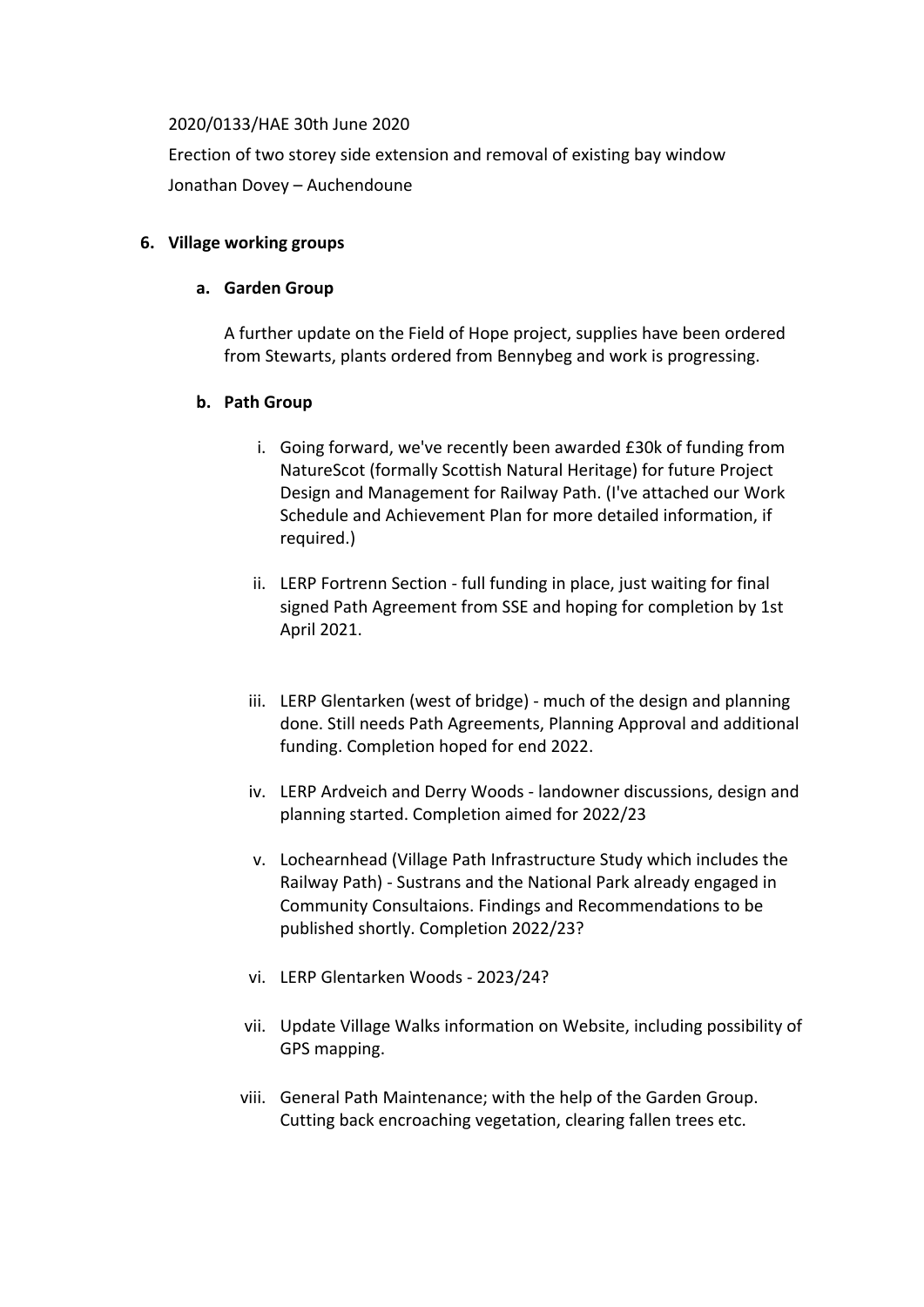2020/0133/HAE 30th June 2020

Erection of two storey side extension and removal of existing bay window

Jonathan Dovey – Auchendoune

6. **Village working groups**

   a. **Garden Group**

   A further update on the Field of Hope project, supplies have been ordered from Stewarts, plants ordered from Bennybeg and work is progressing.

   b. **Path Group**

      i. Going forward, we've recently been awarded £30k of funding from NatureScot (formally Scottish Natural Heritage) for future Project Design and Management for Railway Path. (I've attached our Work Schedule and Achievement Plan for more detailed information, if required.)

      ii. LERP Fortrenn Section - full funding in place, just waiting for final signed Path Agreement from SSE and hoping for completion by 1st April 2021.

      iii. LERP Glentarken (west of bridge) - much of the design and planning done. Still needs Path Agreements, Planning Approval and additional funding. Completion hoped for end 2022.

      iv. LERP Ardveich and Derry Woods - landowner discussions, design and planning started. Completion aimed for 2022/23

      v. Lochearnhead (Village Path Infrastructure Study which includes the Railway Path) - Sustrans and the National Park already engaged in Community Consultaions. Findings and Recommendations to be published shortly. Completion 2022/23?

      vi. LERP Glentarken Woods - 2023/24?

      vii. Update Village Walks information on Website, including possibility of GPS mapping.

      viii. General Path Maintenance; with the help of the Garden Group. Cutting back encroaching vegetation, clearing fallen trees etc.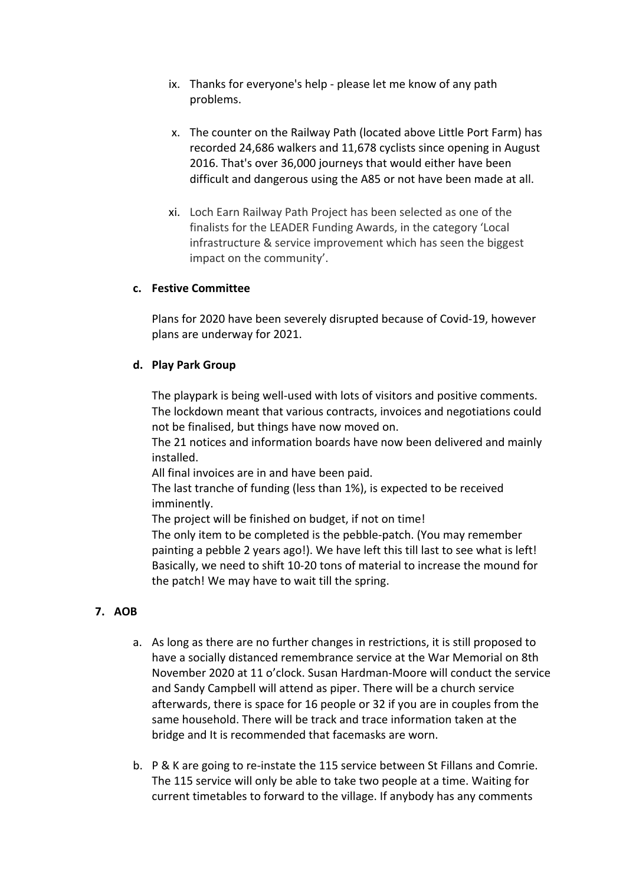ix. Thanks for everyone's help - please let me know of any path problems.

x. The counter on the Railway Path (located above Little Port Farm) has recorded 24,686 walkers and 11,678 cyclists since opening in August 2016. That's over 36,000 journeys that would either have been difficult and dangerous using the A85 or not have been made at all.

xi. Loch Earn Railway Path Project has been selected as one of the finalists for the LEADER Funding Awards, in the category 'Local infrastructure & service improvement which has seen the biggest impact on the community'.

**c. Festive Committee**

Plans for 2020 have been severely disrupted because of Covid-19, however plans are underway for 2021.

**d. Play Park Group**

The playpark is being well-used with lots of visitors and positive comments. The lockdown meant that various contracts, invoices and negotiations could not be finalised, but things have now moved on.
The 21 notices and information boards have now been delivered and mainly installed.
All final invoices are in and have been paid.
The last tranche of funding (less than 1%), is expected to be received imminently.
The project will be finished on budget, if not on time!
The only item to be completed is the pebble-patch. (You may remember painting a pebble 2 years ago!). We have left this till last to see what is left! Basically, we need to shift 10-20 tons of material to increase the mound for the patch! We may have to wait till the spring.

**7. AOB**

a. As long as there are no further changes in restrictions, it is still proposed to have a socially distanced remembrance service at the War Memorial on 8th November 2020 at 11 o'clock. Susan Hardman-Moore will conduct the service and Sandy Campbell will attend as piper. There will be a church service afterwards, there is space for 16 people or 32 if you are in couples from the same household. There will be track and trace information taken at the bridge and It is recommended that facemasks are worn.

b. P & K are going to re-instate the 115 service between St Fillans and Comrie. The 115 service will only be able to take two people at a time. Waiting for current timetables to forward to the village. If anybody has any comments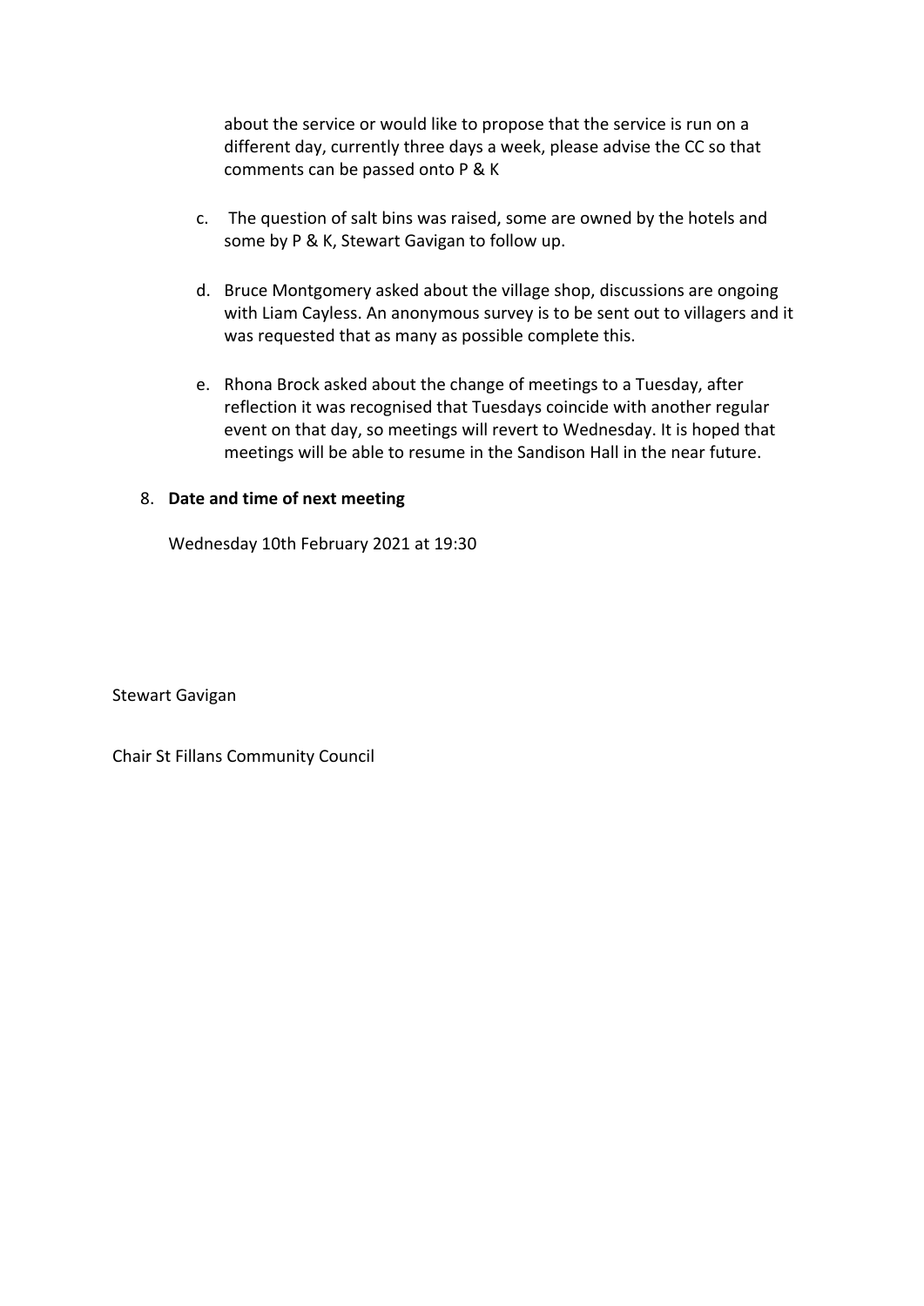about the service or would like to propose that the service is run on a different day, currently three days a week, please advise the CC so that comments can be passed onto P & K

c. The question of salt bins was raised, some are owned by the hotels and some by P & K, Stewart Gavigan to follow up.

d. Bruce Montgomery asked about the village shop, discussions are ongoing with Liam Cayless. An anonymous survey is to be sent out to villagers and it was requested that as many as possible complete this.

e. Rhona Brock asked about the change of meetings to a Tuesday, after reflection it was recognised that Tuesdays coincide with another regular event on that day, so meetings will revert to Wednesday. It is hoped that meetings will be able to resume in the Sandison Hall in the near future.

8. **Date and time of next meeting**

   Wednesday 10th February 2021 at 19:30

Stewart Gavigan

Chair St Fillans Community Council